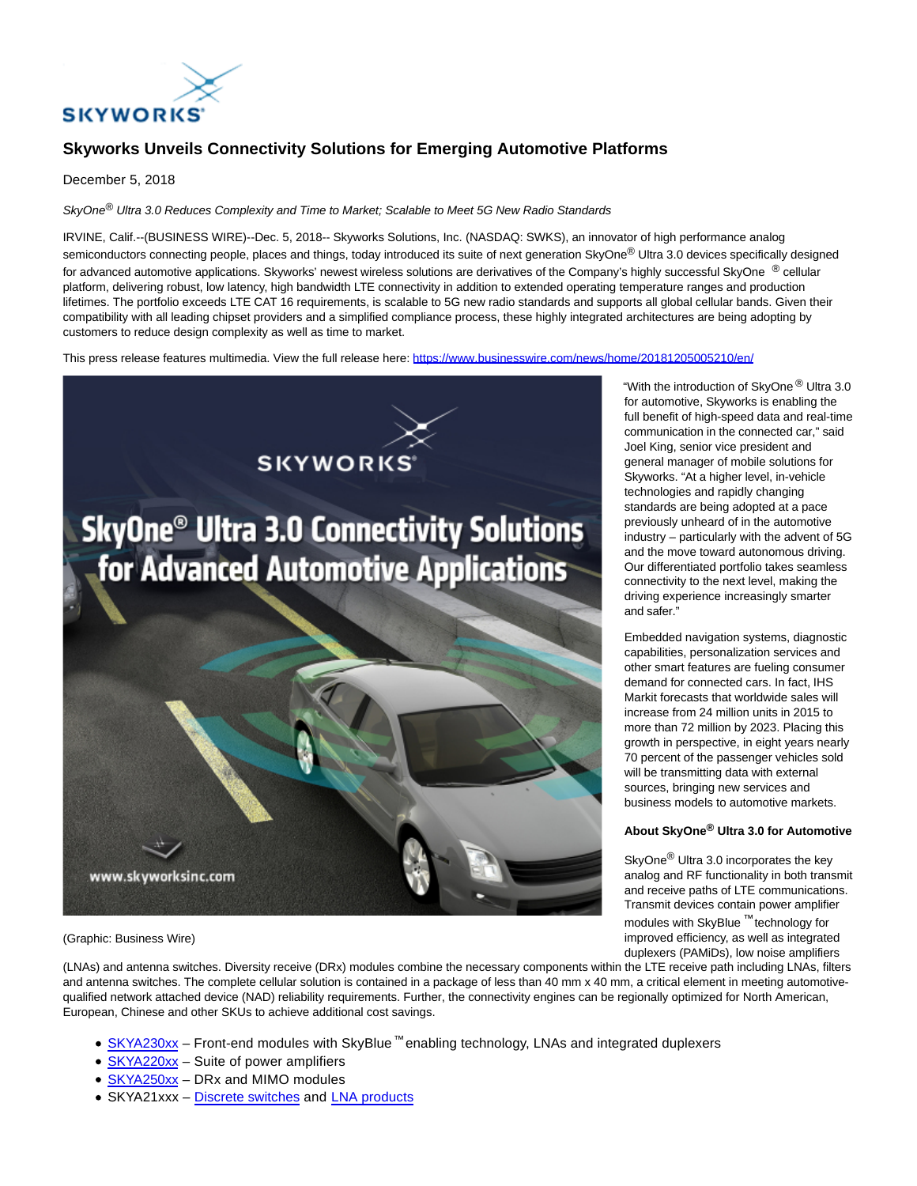# Skyworks Unveils Connectivity Solutions for Emerging Automotive Platforms

December 5, 2018

*SkyOne® Ultra 3.0 Reduces Complexity and Time to Market; Scalable to Meet 5G New Radio Standards*

IRVINE, Calif.--(BUSINESS WIRE)--Dec. 5, 2018-- Skyworks Solutions, Inc. (NASDAQ: SWKS), an innovator of high performance analog semiconductors connecting people, places and things, today introduced its suite of next generation SkyOne® Ultra 3.0 devices specifically designed for advanced automotive applications. Skyworks' newest wireless solutions are derivatives of the Company's highly successful SkyOne ® cellular platform, delivering robust, low latency, high bandwidth LTE connectivity in addition to extended operating temperature ranges and production lifetimes. The portfolio exceeds LTE CAT 16 requirements, is scalable to 5G new radio standards and supports all global cellular bands. Given their compatibility with all leading chipset providers and a simplified compliance process, these highly integrated architectures are being adopting by customers to reduce design complexity as well as time to market.

This press release features multimedia. View the full release here: https://www.businesswire.com/news/home/20181205005210/en/

(Graphic: Business Wire)

"With the introduction of SkyOne ® Ultra 3.0 for automotive, Skyworks is enabling the full benefit of high-speed data and real-time communication in the connected car," said Joel King, senior vice president and general manager of mobile solutions for Skyworks. "At a higher level, in-vehicle technologies and rapidly changing standards are being adopted at a pace previously unheard of in the automotive industry – particularly with the advent of 5G and the move toward autonomous driving. Our differentiated portfolio takes seamless connectivity to the next level, making the driving experience increasingly smarter and safer."

Embedded navigation systems, diagnostic capabilities, personalization services and other smart features are fueling consumer demand for connected cars. In fact, IHS Markit forecasts that worldwide sales will increase from 24 million units in 2015 to more than 72 million by 2023. Placing this growth in perspective, in eight years nearly 70 percent of the passenger vehicles sold will be transmitting data with external sources, bringing new services and business models to automotive markets.

**About SkyOne® Ultra 3.0 for Automotive**

SkyOne® Ultra 3.0 incorporates the key analog and RF functionality in both transmit and receive paths of LTE communications. Transmit devices contain power amplifier modules with SkyBlue ™ technology for improved efficiency, as well as integrated duplexers (PAMiDs), low noise amplifiers (LNAs) and antenna switches. Diversity receive (DRx) modules combine the necessary components within the LTE receive path including LNAs, filters and antenna switches. The complete cellular solution is contained in a package of less than 40 mm x 40 mm, a critical element in meeting automotive-qualified network attached device (NAD) reliability requirements. Further, the connectivity engines can be regionally optimized for North American, European, Chinese and other SKUs to achieve additional cost savings.

- SKYA230xx – Front-end modules with SkyBlue ™ enabling technology, LNAs and integrated duplexers
- SKYA220xx – Suite of power amplifiers
- SKYA250xx – DRx and MIMO modules
- SKYA21xxx – Discrete switches and LNA products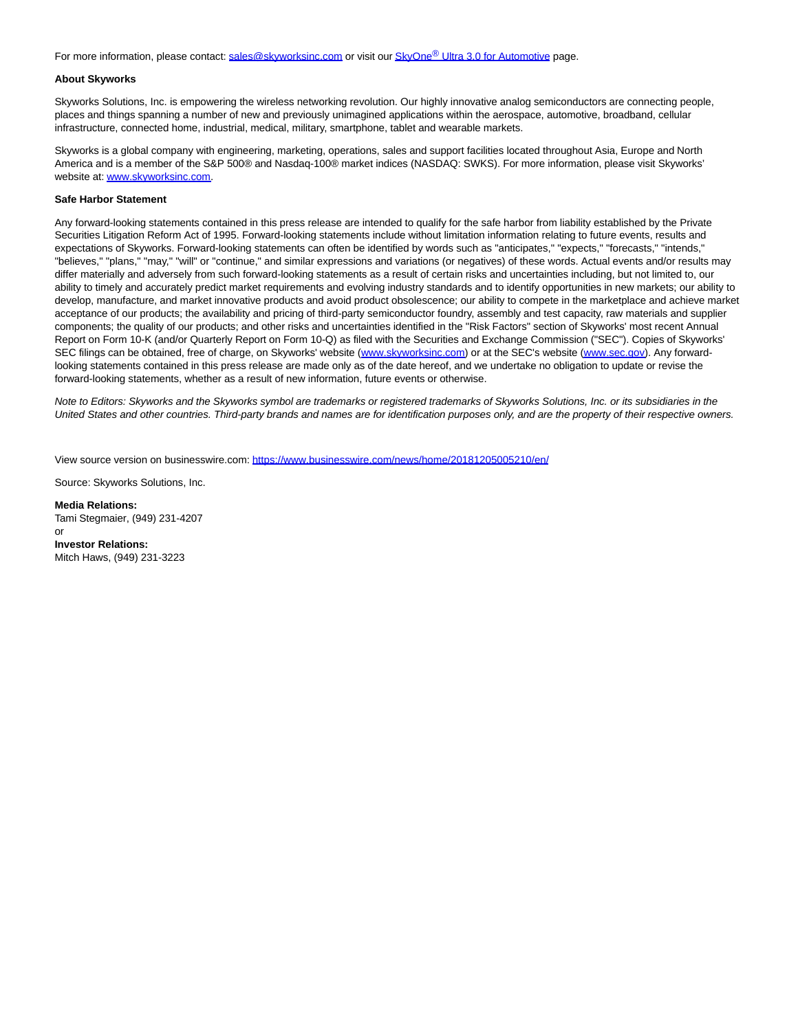For more information, please contact: sales@skyworksinc.com or visit our SkyOne® Ultra 3.0 for Automotive page.

**About Skyworks**

Skyworks Solutions, Inc. is empowering the wireless networking revolution. Our highly innovative analog semiconductors are connecting people, places and things spanning a number of new and previously unimagined applications within the aerospace, automotive, broadband, cellular infrastructure, connected home, industrial, medical, military, smartphone, tablet and wearable markets.

Skyworks is a global company with engineering, marketing, operations, sales and support facilities located throughout Asia, Europe and North America and is a member of the S&P 500® and Nasdaq-100® market indices (NASDAQ: SWKS). For more information, please visit Skyworks' website at: www.skyworksinc.com.

**Safe Harbor Statement**

Any forward-looking statements contained in this press release are intended to qualify for the safe harbor from liability established by the Private Securities Litigation Reform Act of 1995. Forward-looking statements include without limitation information relating to future events, results and expectations of Skyworks. Forward-looking statements can often be identified by words such as "anticipates," "expects," "forecasts," "intends," "believes," "plans," "may," "will" or "continue," and similar expressions and variations (or negatives) of these words. Actual events and/or results may differ materially and adversely from such forward-looking statements as a result of certain risks and uncertainties including, but not limited to, our ability to timely and accurately predict market requirements and evolving industry standards and to identify opportunities in new markets; our ability to develop, manufacture, and market innovative products and avoid product obsolescence; our ability to compete in the marketplace and achieve market acceptance of our products; the availability and pricing of third-party semiconductor foundry, assembly and test capacity, raw materials and supplier components; the quality of our products; and other risks and uncertainties identified in the "Risk Factors" section of Skyworks' most recent Annual Report on Form 10-K (and/or Quarterly Report on Form 10-Q) as filed with the Securities and Exchange Commission ("SEC"). Copies of Skyworks' SEC filings can be obtained, free of charge, on Skyworks' website (www.skyworksinc.com) or at the SEC's website (www.sec.gov). Any forward-looking statements contained in this press release are made only as of the date hereof, and we undertake no obligation to update or revise the forward-looking statements, whether as a result of new information, future events or otherwise.

*Note to Editors: Skyworks and the Skyworks symbol are trademarks or registered trademarks of Skyworks Solutions, Inc. or its subsidiaries in the United States and other countries. Third-party brands and names are for identification purposes only, and are the property of their respective owners.*

View source version on businesswire.com: https://www.businesswire.com/news/home/20181205005210/en/

Source: Skyworks Solutions, Inc.

**Media Relations:**
Tami Stegmaier, (949) 231-4207
or
**Investor Relations:**
Mitch Haws, (949) 231-3223